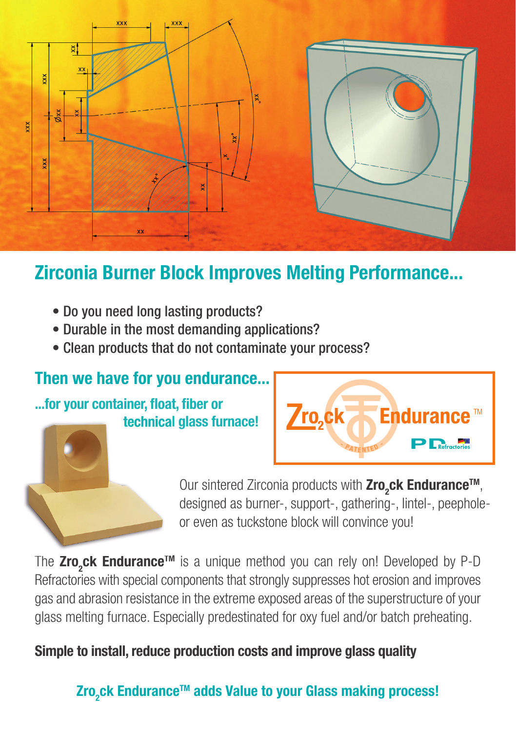# Zirconia Burner Block Improves Melting Performance...

- Do you need long lasting products?
- Durable in the most demanding applications?
- Clean products that do not contaminate your process?

## Then we have for you endurance...

**...for your container, float, fiber or technical glass furnace!**

Our sintered Zirconia products with **$Zro_2ck$ Endurance™**, designed as burner-, support-, gathering-, lintel-, peephole- or even as tuckstone block will convince you!

The **$Zro_2ck$ Endurance™** is a unique method you can rely on! Developed by P-D Refractories with special components that strongly suppresses hot erosion and improves gas and abrasion resistance in the extreme exposed areas of the superstructure of your glass melting furnace. Especially predestinated for oxy fuel and/or batch preheating.

**Simple to install, reduce production costs and improve glass quality**

**$Zro_2ck$ Endurance™ adds Value to your Glass making process!**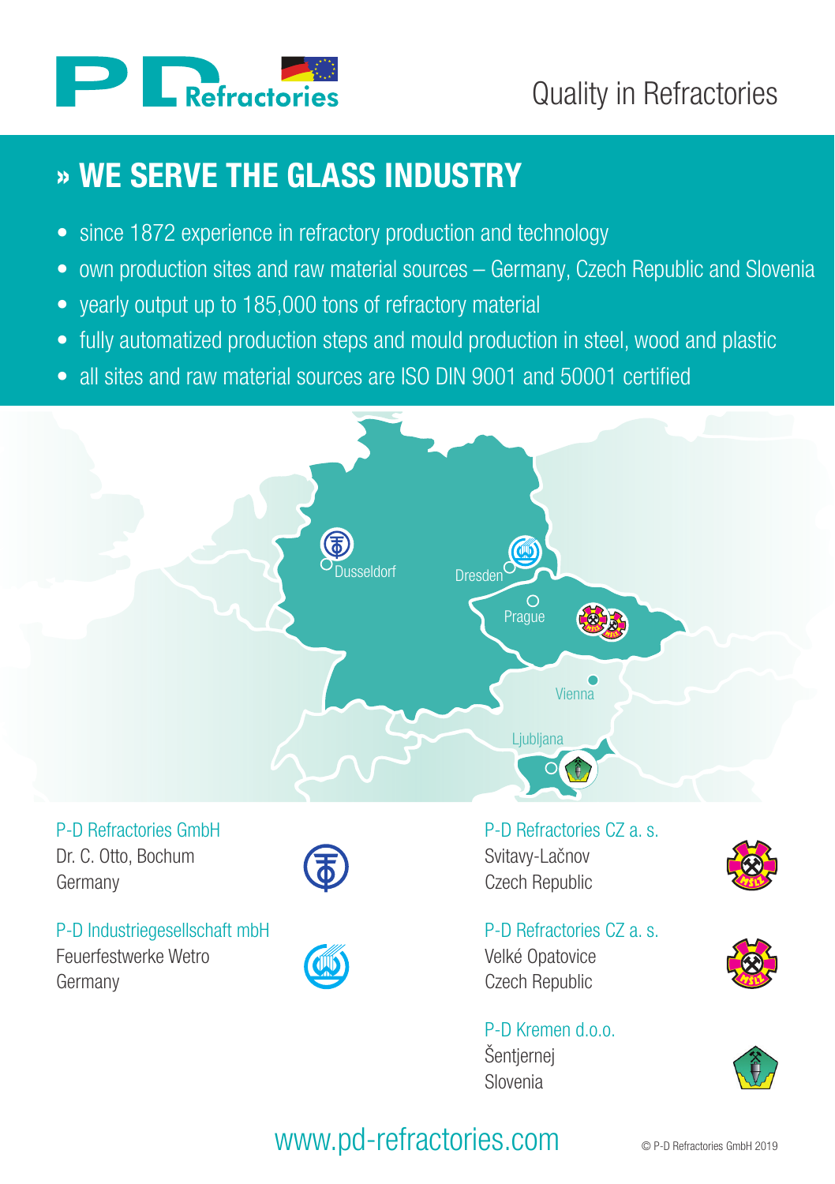PD Refractories

Quality in Refractories

# » WE SERVE THE GLASS INDUSTRY

- since 1872 experience in refractory production and technology
- own production sites and raw material sources – Germany, Czech Republic and Slovenia
- yearly output up to 185,000 tons of refractory material
- fully automatized production steps and mould production in steel, wood and plastic
- all sites and raw material sources are ISO DIN 9001 and 50001 certified

Dusseldorf
Dresden
Prague
Vienna
Ljubljana

P-D Refractories GmbH
Dr. C. Otto, Bochum
Germany

P-D Industriegesellschaft mbH
Feuerfestwerke Wetro
Germany

P-D Refractories CZ a. s.
Svitavy-Lačnov
Czech Republic

P-D Refractories CZ a. s.
Velké Opatovice
Czech Republic

P-D Kremen d.o.o.
Šentjernej
Slovenia

www.pd-refractories.com

© P-D Refractories GmbH 2019